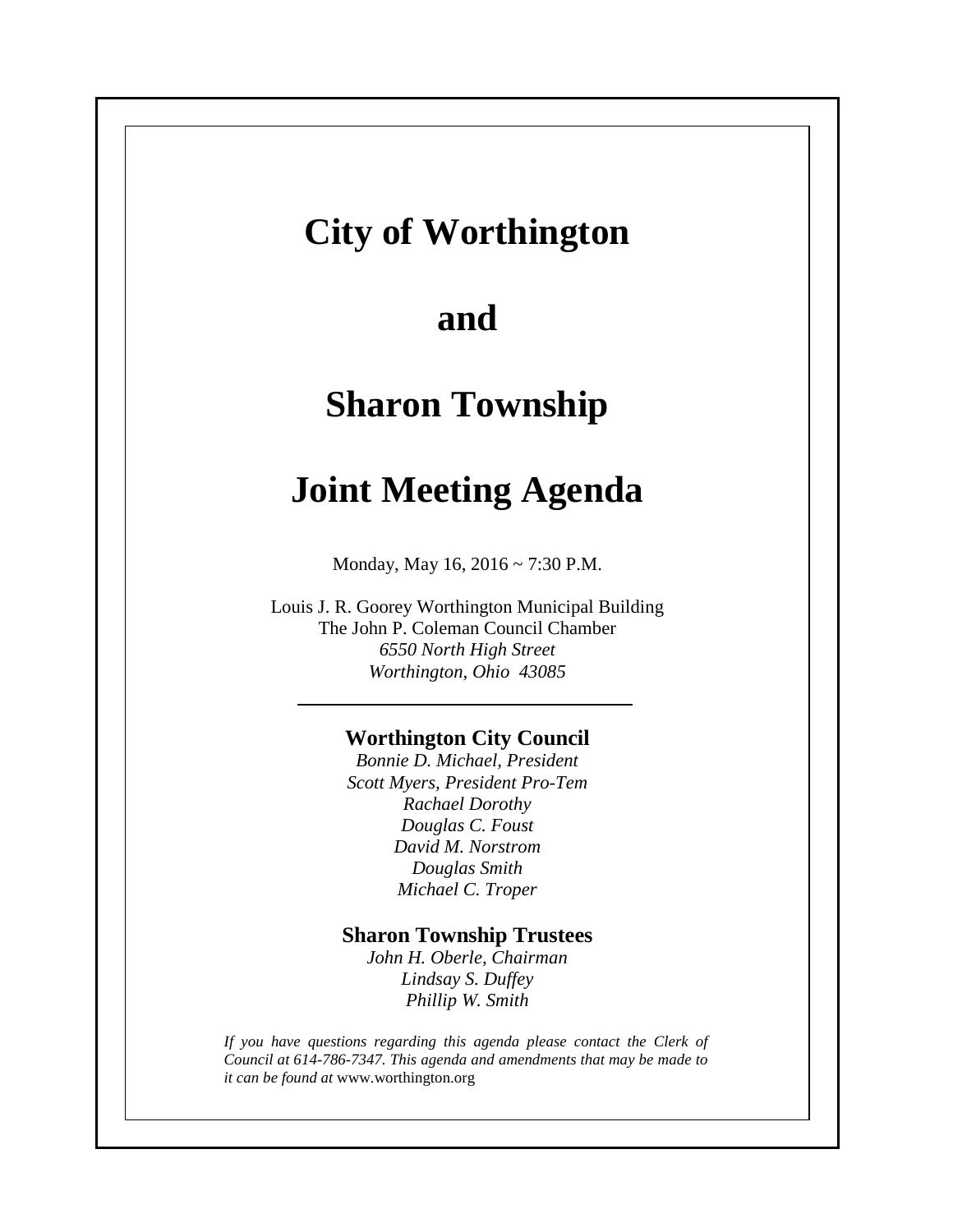# City of Worthington

# and

# Sharon Township

# Joint Meeting Agenda

Monday, May 16, 2016 ~ 7:30 P.M.

Louis J. R. Goorey Worthington Municipal Building
The John P. Coleman Council Chamber
*6550 North High Street*
*Worthington, Ohio 43085*

---

**Worthington City Council**

*Bonnie D. Michael, President*
*Scott Myers, President Pro-Tem*
*Rachael Dorothy*
*Douglas C. Foust*
*David M. Norstrom*
*Douglas Smith*
*Michael C. Troper*

**Sharon Township Trustees**

*John H. Oberle, Chairman*
*Lindsay S. Duffey*
*Phillip W. Smith*

*If you have questions regarding this agenda please contact the Clerk of Council at 614-786-7347. This agenda and amendments that may be made to it can be found at* www.worthington.org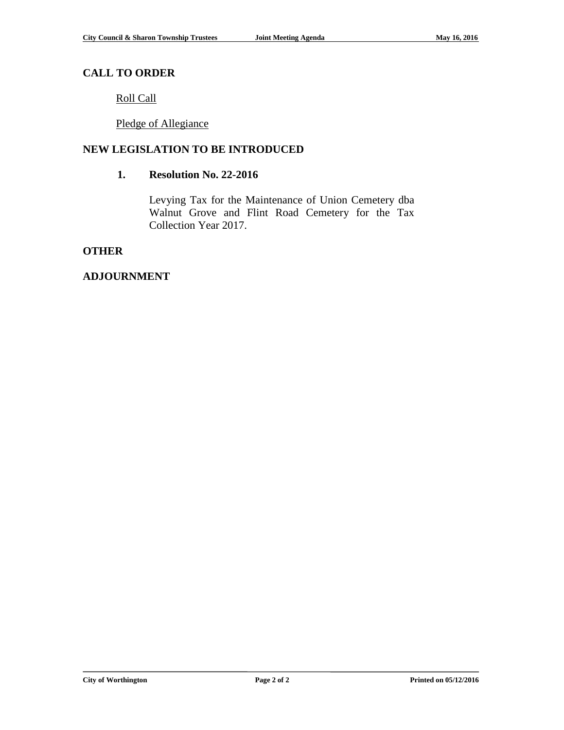## CALL TO ORDER

Roll Call

Pledge of Allegiance

## NEW LEGISLATION TO BE INTRODUCED

1. **Resolution No. 22-2016**

   Levying Tax for the Maintenance of Union Cemetery dba Walnut Grove and Flint Road Cemetery for the Tax Collection Year 2017.

## OTHER

## ADJOURNMENT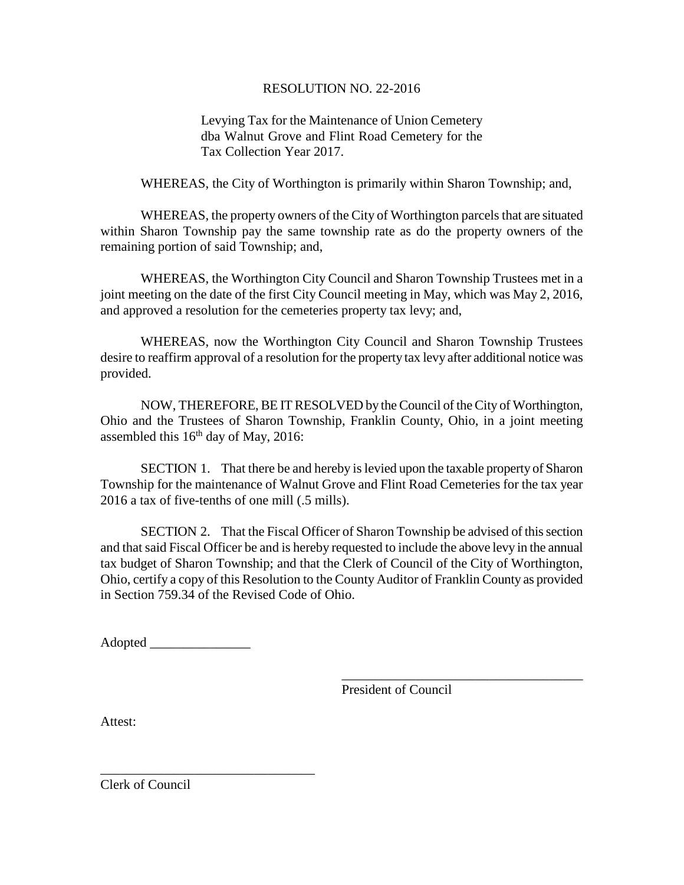RESOLUTION NO. 22-2016

Levying Tax for the Maintenance of Union Cemetery dba Walnut Grove and Flint Road Cemetery for the Tax Collection Year 2017.

WHEREAS, the City of Worthington is primarily within Sharon Township; and,

WHEREAS, the property owners of the City of Worthington parcels that are situated within Sharon Township pay the same township rate as do the property owners of the remaining portion of said Township; and,

WHEREAS, the Worthington City Council and Sharon Township Trustees met in a joint meeting on the date of the first City Council meeting in May, which was May 2, 2016, and approved a resolution for the cemeteries property tax levy; and,

WHEREAS, now the Worthington City Council and Sharon Township Trustees desire to reaffirm approval of a resolution for the property tax levy after additional notice was provided.

NOW, THEREFORE, BE IT RESOLVED by the Council of the City of Worthington, Ohio and the Trustees of Sharon Township, Franklin County, Ohio, in a joint meeting assembled this 16th day of May, 2016:

SECTION 1. That there be and hereby is levied upon the taxable property of Sharon Township for the maintenance of Walnut Grove and Flint Road Cemeteries for the tax year 2016 a tax of five-tenths of one mill (.5 mills).

SECTION 2. That the Fiscal Officer of Sharon Township be advised of this section and that said Fiscal Officer be and is hereby requested to include the above levy in the annual tax budget of Sharon Township; and that the Clerk of Council of the City of Worthington, Ohio, certify a copy of this Resolution to the County Auditor of Franklin County as provided in Section 759.34 of the Revised Code of Ohio.

Adopted _______________

_____________________________________
President of Council

Attest:

_________________________________
Clerk of Council